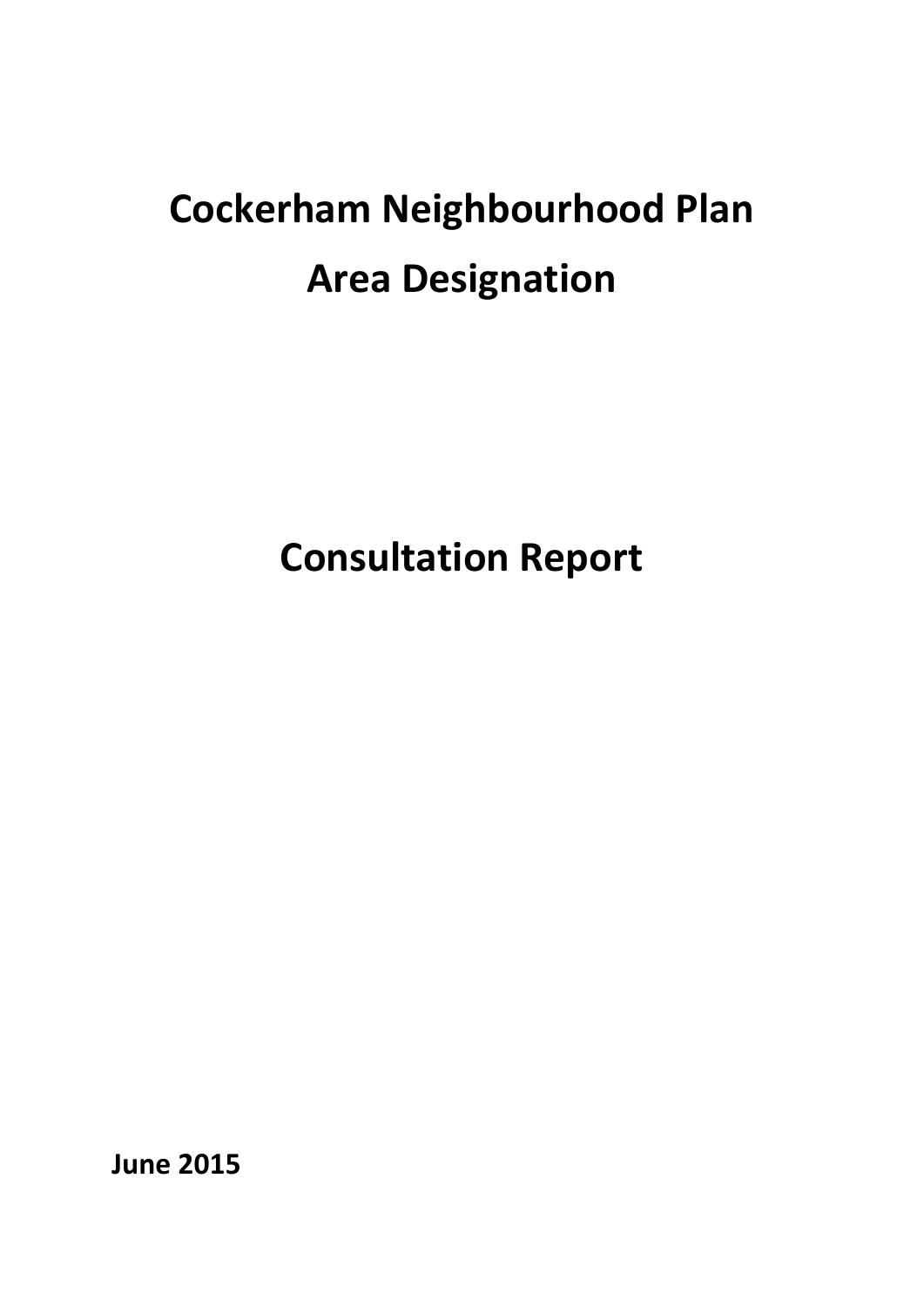# Cockerham Neighbourhood Plan

# Area Designation

# Consultation Report

**June 2015**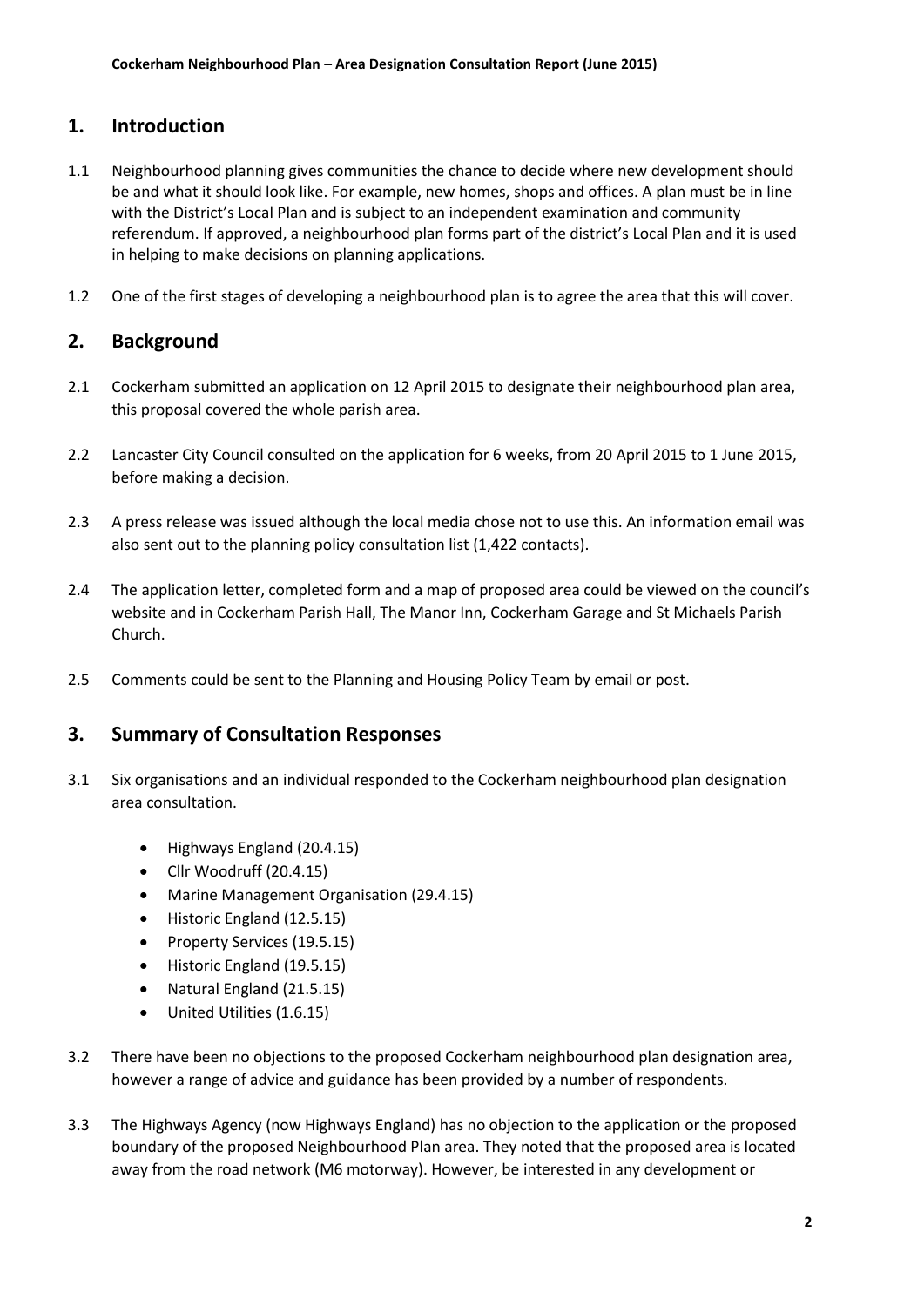## 1. Introduction

1.1 Neighbourhood planning gives communities the chance to decide where new development should be and what it should look like. For example, new homes, shops and offices. A plan must be in line with the District's Local Plan and is subject to an independent examination and community referendum. If approved, a neighbourhood plan forms part of the district's Local Plan and it is used in helping to make decisions on planning applications.

1.2 One of the first stages of developing a neighbourhood plan is to agree the area that this will cover.

## 2. Background

2.1 Cockerham submitted an application on 12 April 2015 to designate their neighbourhood plan area, this proposal covered the whole parish area.

2.2 Lancaster City Council consulted on the application for 6 weeks, from 20 April 2015 to 1 June 2015, before making a decision.

2.3 A press release was issued although the local media chose not to use this. An information email was also sent out to the planning policy consultation list (1,422 contacts).

2.4 The application letter, completed form and a map of proposed area could be viewed on the council's website and in Cockerham Parish Hall, The Manor Inn, Cockerham Garage and St Michaels Parish Church.

2.5 Comments could be sent to the Planning and Housing Policy Team by email or post.

## 3. Summary of Consultation Responses

3.1 Six organisations and an individual responded to the Cockerham neighbourhood plan designation area consultation.

- Highways England (20.4.15)
- Cllr Woodruff (20.4.15)
- Marine Management Organisation (29.4.15)
- Historic England (12.5.15)
- Property Services (19.5.15)
- Historic England (19.5.15)
- Natural England (21.5.15)
- United Utilities (1.6.15)

3.2 There have been no objections to the proposed Cockerham neighbourhood plan designation area, however a range of advice and guidance has been provided by a number of respondents.

3.3 The Highways Agency (now Highways England) has no objection to the application or the proposed boundary of the proposed Neighbourhood Plan area. They noted that the proposed area is located away from the road network (M6 motorway). However, be interested in any development or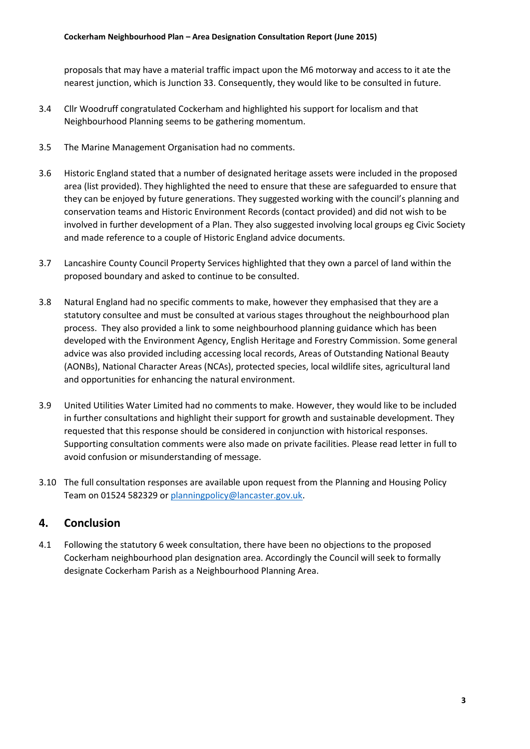proposals that may have a material traffic impact upon the M6 motorway and access to it ate the nearest junction, which is Junction 33. Consequently, they would like to be consulted in future.

3.4 Cllr Woodruff congratulated Cockerham and highlighted his support for localism and that Neighbourhood Planning seems to be gathering momentum.

3.5 The Marine Management Organisation had no comments.

3.6 Historic England stated that a number of designated heritage assets were included in the proposed area (list provided). They highlighted the need to ensure that these are safeguarded to ensure that they can be enjoyed by future generations. They suggested working with the council's planning and conservation teams and Historic Environment Records (contact provided) and did not wish to be involved in further development of a Plan. They also suggested involving local groups eg Civic Society and made reference to a couple of Historic England advice documents.

3.7 Lancashire County Council Property Services highlighted that they own a parcel of land within the proposed boundary and asked to continue to be consulted.

3.8 Natural England had no specific comments to make, however they emphasised that they are a statutory consultee and must be consulted at various stages throughout the neighbourhood plan process. They also provided a link to some neighbourhood planning guidance which has been developed with the Environment Agency, English Heritage and Forestry Commission. Some general advice was also provided including accessing local records, Areas of Outstanding National Beauty (AONBs), National Character Areas (NCAs), protected species, local wildlife sites, agricultural land and opportunities for enhancing the natural environment.

3.9 United Utilities Water Limited had no comments to make. However, they would like to be included in further consultations and highlight their support for growth and sustainable development. They requested that this response should be considered in conjunction with historical responses. Supporting consultation comments were also made on private facilities. Please read letter in full to avoid confusion or misunderstanding of message.

3.10 The full consultation responses are available upon request from the Planning and Housing Policy Team on 01524 582329 or planningpolicy@lancaster.gov.uk.

## 4. Conclusion

4.1 Following the statutory 6 week consultation, there have been no objections to the proposed Cockerham neighbourhood plan designation area. Accordingly the Council will seek to formally designate Cockerham Parish as a Neighbourhood Planning Area.